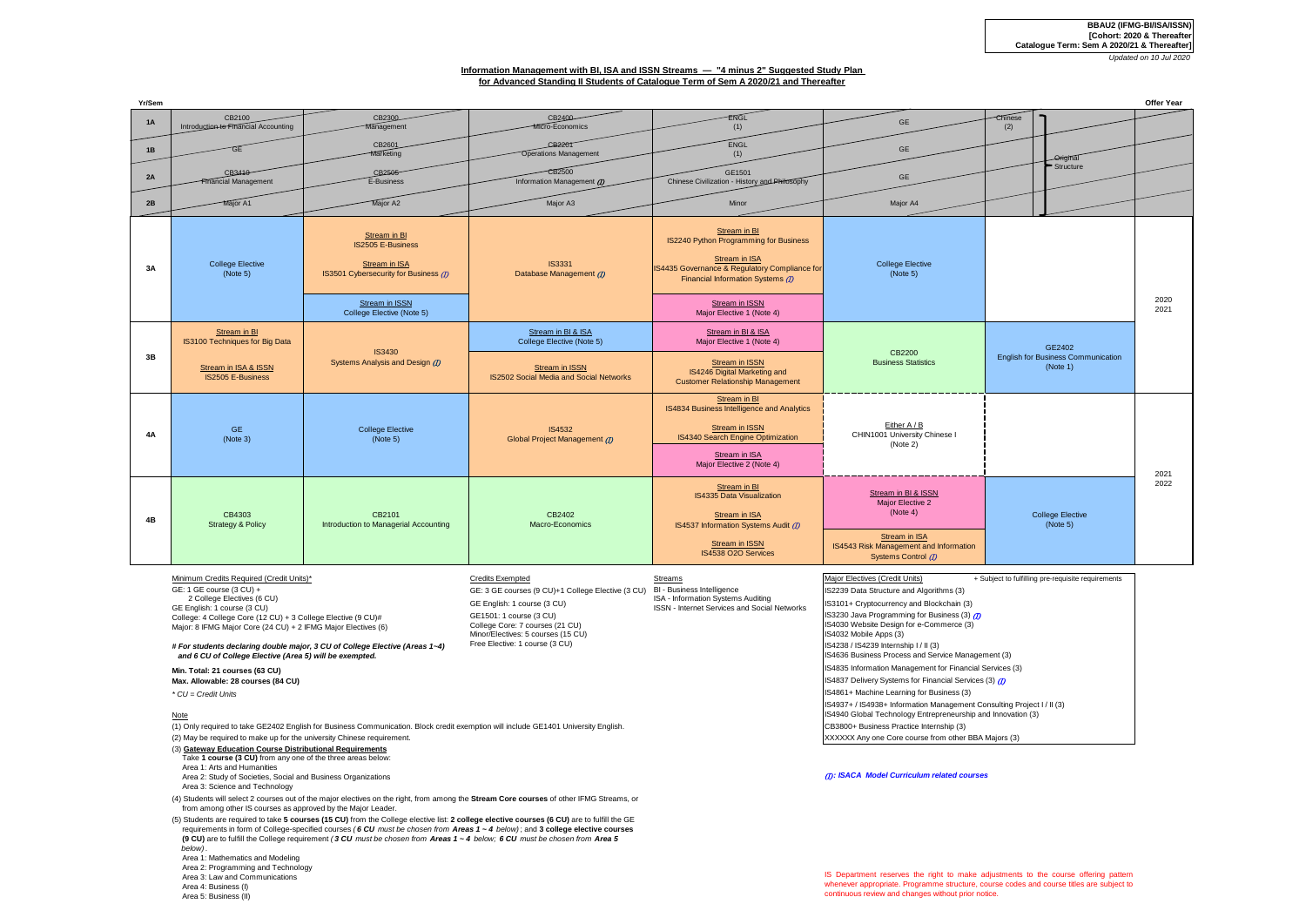**BBAU2 (IFMG-BI/ISA/ISSN)**
**[Cohort: 2020 & Thereafter]**
**Catalogue Term: Sem A 2020/21 & Thereafter]**
*Updated on 10 Jul 2020*

## Information Management with BI, ISA and ISSN Streams — "4 minus 2" Suggested Study Plan for Advanced Standing II Students of Catalogue Term of Sem A 2020/21 and Thereafter

| Yr/Sem | | | | | | | Offer Year |
|---|---|---|---|---|---|---|---|
| 1A | CB2100 Introduction to Financial Accounting | CB2300 Management | CB2400 Micro-Economics | ENGL (1) | GE | Chinese (2) | |
| 1B | GE | CB2601 Marketing | CB2201 Operations Management | ENGL (1) | GE | Original Structure | |
| 2A | CB3410 Financial Management | CB2505 E-Business | CB2500 Information Management (I) | GE1501 Chinese Civilization - History and Philosophy | GE | | |
| 2B | Major A1 | Major A2 | Major A3 | Minor | Major A4 | | |
| 3A | College Elective (Note 5) | Stream in BI: IS2505 E-Business; Stream in ISA: IS3501 Cybersecurity for Business (I); Stream in ISSN: College Elective (Note 5) | IS3331 Database Management (I) | Stream in BI: IS2240 Python Programming for Business; Stream in ISA: IS4435 Governance & Regulatory Compliance for Financial Information Systems (I); Stream in ISSN: Major Elective 1 (Note 4) | College Elective (Note 5) | | 2020 2021 |
| 3B | Stream in BI: IS3100 Techniques for Big Data; Stream in ISA & ISSN: IS2505 E-Business | IS3430 Systems Analysis and Design (I) | Stream in BI & ISA: College Elective (Note 5); Stream in ISSN: IS2502 Social Media and Social Networks | Stream in BI & ISA: Major Elective 1 (Note 4); Stream in ISSN: IS4246 Digital Marketing and Customer Relationship Management | CB2200 Business Statistics | GE2402 English for Business Communication (Note 1) | 2020 2021 |
| 4A | GE (Note 3) | College Elective (Note 5) | IS4532 Global Project Management (I) | Stream in BI: IS4834 Business Intelligence and Analytics; Stream in ISSN: IS4340 Search Engine Optimization; Stream in ISA: Major Elective 2 (Note 4) | Either A / B CHIN1001 University Chinese I (Note 2) | | 2021 2022 |
| 4B | CB4303 Strategy & Policy | CB2101 Introduction to Managerial Accounting | CB2402 Macro-Economics | Stream in BI: IS4335 Data Visualization; Stream in ISA: IS4537 Information Systems Audit (I); Stream in ISSN: IS4538 O2O Services | Stream in BI & ISSN: Major Elective 2 (Note 4); Stream in ISA: IS4543 Risk Management and Information Systems Control (I) | College Elective (Note 5) | 2021 2022 |

Minimum Credits Required (Credit Units)*
GE: 1 GE course (3 CU) +
  2 College Electives (6 CU)
GE English: 1 course (3 CU)
College: 4 College Core (12 CU) + 3 College Elective (9 CU)#
Major: 8 IFMG Major Core (24 CU) + 2 IFMG Major Electives (6)

***# For students declaring double major, 3 CU of College Elective (Areas 1~4) and 6 CU of College Elective (Area 5) will be exempted.***

**Min. Total: 21 courses (63 CU)**
**Max. Allowable: 28 courses (84 CU)**

*\* CU = Credit Units*

Credits Exempted
GE: 3 GE courses (9 CU)+1 College Elective (3 CU)
GE English: 1 course (3 CU)
GE1501: 1 course (3 CU)
College Core: 7 courses (21 CU)
Minor/Electives: 5 courses (15 CU)
Free Elective: 1 course (3 CU)

Streams
BI - Business Intelligence
ISA - Information Systems Auditing
ISSN - Internet Services and Social Networks

| Major Electives (Credit Units) | + Subject to fulfilling pre-requisite requirements |
|---|---|
| IS2239 Data Structure and Algorithms (3) | |
| IS3101+ Cryptocurrency and Blockchain (3) | |
| IS3230 Java Programming for Business (3) (I) | |
| IS4030 Website Design for e-Commerce (3) | |
| IS4032 Mobile Apps (3) | |
| IS4238 / IS4239 Internship I / II (3) | |
| IS4636 Business Process and Service Management (3) | |
| IS4835 Information Management for Financial Services (3) | |
| IS4837 Delivery Systems for Financial Services (3) (I) | |
| IS4861+ Machine Learning for Business (3) | |
| IS4937+ / IS4938+ Information Management Consulting Project I / II (3) | |
| IS4940 Global Technology Entrepreneurship and Innovation (3) | |
| CB3800+ Business Practice Internship (3) | |
| XXXXXX Any one Core course from other BBA Majors (3) | |

***(I): ISACA Model Curriculum related courses***

Note

(1) Only required to take GE2402 English for Business Communication. Block credit exemption will include GE1401 University English.

(2) May be required to make up for the university Chinese requirement.

(3) **Gateway Education Course Distributional Requirements**
  Take **1 course (3 CU)** from any one of the three areas below:
  Area 1: Arts and Humanities
  Area 2: Study of Societies, Social and Business Organizations
  Area 3: Science and Technology

(4) Students will select 2 courses out of the major electives on the right, from among the **Stream Core courses** of other IFMG Streams, or from among other IS courses as approved by the Major Leader.

(5) Students are required to take **5 courses (15 CU)** from the College elective list: **2 college elective courses (6 CU)** are to fulfill the GE requirements in form of College-specified courses *(**6 CU** must be chosen from **Areas 1 ~ 4** below)*; and **3 college elective courses (9 CU)** are to fulfill the College requirement *(**3 CU** must be chosen from **Areas 1 ~ 4** below; **6 CU** must be chosen from **Area 5** below)*.
  Area 1: Mathematics and Modeling
  Area 2: Programming and Technology
  Area 3: Law and Communications
  Area 4: Business (I)
  Area 5: Business (II)

IS Department reserves the right to make adjustments to the course offering pattern whenever appropriate. Programme structure, course codes and course titles are subject to continuous review and changes without prior notice.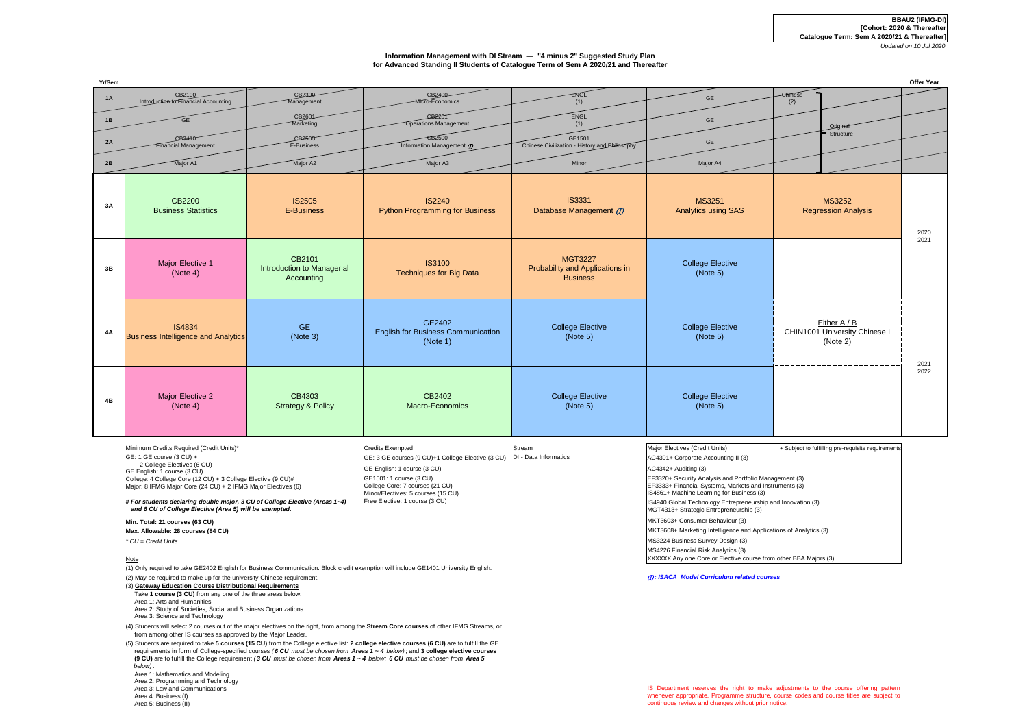**BBAU2 (IFMG-DI)**
**[Cohort: 2020 & Thereafter]**
**Catalogue Term: Sem A 2020/21 & Thereafter]**
*Updated on 10 Jul 2020*

## Information Management with DI Stream — "4 minus 2" Suggested Study Plan for Advanced Standing II Students of Catalogue Term of Sem A 2020/21 and Thereafter

| Yr/Sem | | | | | | | Offer Year |
|---|---|---|---|---|---|---|---|
| 1A | ~~CB2100 Introduction to Financial Accounting~~ | ~~CB2300 Management~~ | ~~CB2400 Micro-Economics~~ | ~~ENGL (1)~~ | ~~GE~~ | ~~Chinese (2)~~ | |
| 1B | ~~GE~~ | ~~CB2601 Marketing~~ | ~~CB2201 Operations Management~~ | ~~ENGL (1)~~ | ~~GE~~ | ~~Original Structure~~ | |
| 2A | ~~CB3410 Financial Management~~ | ~~CB2505 E-Business~~ | ~~CB2500 Information Management (I)~~ | ~~GE1501 Chinese Civilization - History and Philosophy~~ | ~~GE~~ | | |
| 2B | ~~Major A1~~ | ~~Major A2~~ | ~~Major A3~~ | ~~Minor~~ | ~~Major A4~~ | | |
| 3A | CB2200 Business Statistics | IS2505 E-Business | IS2240 Python Programming for Business | IS3331 Database Management (I) | MS3251 Analytics using SAS | MS3252 Regression Analysis | 2020 2021 |
| 3B | Major Elective 1 (Note 4) | CB2101 Introduction to Managerial Accounting | IS3100 Techniques for Big Data | MGT3227 Probability and Applications in Business | College Elective (Note 5) | | |
| 4A | IS4834 Business Intelligence and Analytics | GE (Note 3) | GE2402 English for Business Communication (Note 1) | College Elective (Note 5) | College Elective (Note 5) | Either A / B CHIN1001 University Chinese I (Note 2) | 2021 2022 |
| 4B | Major Elective 2 (Note 4) | CB4303 Strategy & Policy | CB2402 Macro-Economics | College Elective (Note 5) | College Elective (Note 5) | | |

**Minimum Credits Required (Credit Units)***
GE: 1 GE course (3 CU) +
2 College Electives (6 CU)
GE English: 1 course (3 CU)
College: 4 College Core (12 CU) + 3 College Elective (9 CU)#
Major: 8 IFMG Major Core (24 CU) + 2 IFMG Major Electives (6)

*# For students declaring double major, 3 CU of College Elective (Areas 1~4) and 6 CU of College Elective (Area 5) will be exempted.*

**Min. Total: 21 courses (63 CU)**
**Max. Allowable: 28 courses (84 CU)**

*\* CU = Credit Units*

**Credits Exempted**
GE: 3 GE courses (9 CU)+1 College Elective (3 CU)
GE English: 1 course (3 CU)
GE1501: 1 course (3 CU)
College Core: 7 courses (21 CU)
Minor/Electives: 5 courses (15 CU)
Free Elective: 1 course (3 CU)

**Stream**
DI - Data Informatics

**Major Electives (Credit Units)** + Subject to fulfilling pre-requisite requirements
AC4301+ Corporate Accounting II (3)
AC4342+ Auditing (3)
EF3320+ Security Analysis and Portfolio Management (3)
EF3333+ Financial Systems, Markets and Instruments (3)
IS4861+ Machine Learning for Business (3)
IS4940 Global Technology Entrepreneurship and Innovation (3)
MGT4313+ Strategic Entrepreneurship (3)
MKT3603+ Consumer Behaviour (3)
MKT3608+ Marketing Intelligence and Applications of Analytics (3)
MS3224 Business Survey Design (3)
MS4226 Financial Risk Analytics (3)
XXXXXX Any one Core or Elective course from other BBA Majors (3)

***(I): ISACA Model Curriculum related courses***

**Note**
(1) Only required to take GE2402 English for Business Communication. Block credit exemption will include GE1401 University English.
(2) May be required to make up for the university Chinese requirement.
(3) **Gateway Education Course Distributional Requirements**
Take **1 course (3 CU)** from any one of the three areas below:
Area 1: Arts and Humanities
Area 2: Study of Societies, Social and Business Organizations
Area 3: Science and Technology
(4) Students will select 2 courses out of the major electives on the right, from among the **Stream Core courses** of other IFMG Streams, or from among other IS courses as approved by the Major Leader.
(5) Students are required to take **5 courses (15 CU)** from the College elective list: **2 college elective courses (6 CU)** are to fulfill the GE requirements in form of College-specified courses *(**6 CU** must be chosen from **Areas 1 ~ 4** below)*; and **3 college elective courses (9 CU)** are to fulfill the College requirement *(**3 CU** must be chosen from **Areas 1 ~ 4** below; **6 CU** must be chosen from **Area 5** below)*.
Area 1: Mathematics and Modeling
Area 2: Programming and Technology
Area 3: Law and Communications
Area 4: Business (I)
Area 5: Business (II)

IS Department reserves the right to make adjustments to the course offering pattern whenever appropriate. Programme structure, course codes and course titles are subject to continuous review and changes without prior notice.